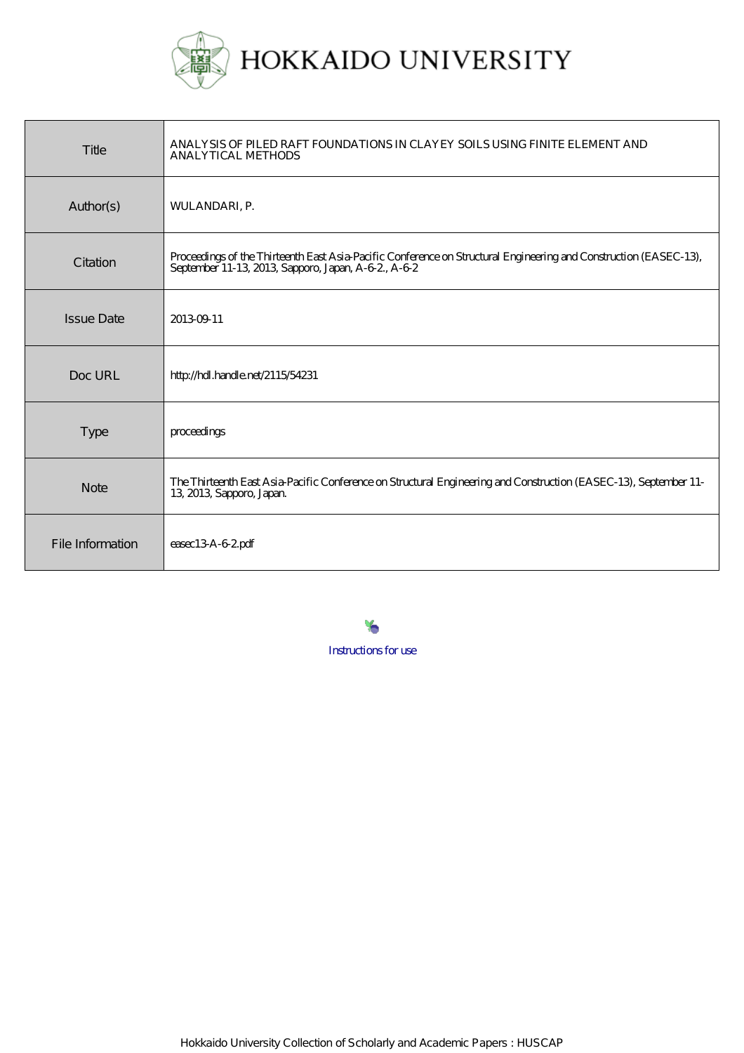# HOKKAIDO UNIVERSITY

| | |
|---|---|
| Title | ANALYSIS OF PILED RAFT FOUNDATIONS IN CLAYEY SOILS USING FINITE ELEMENT AND ANALYTICAL METHODS |
| Author(s) | WULANDARI, P. |
| Citation | Proceedings of the Thirteenth East Asia-Pacific Conference on Structural Engineering and Construction (EASEC-13), September 11-13, 2013, Sapporo, Japan, A-6-2., A-6-2 |
| Issue Date | 2013-09-11 |
| Doc URL | http://hdl.handle.net/2115/54231 |
| Type | proceedings |
| Note | The Thirteenth East Asia-Pacific Conference on Structural Engineering and Construction (EASEC-13), September 11-13, 2013, Sapporo, Japan. |
| File Information | easec13-A-6-2.pdf |

Instructions for use

Hokkaido University Collection of Scholarly and Academic Papers : HUSCAP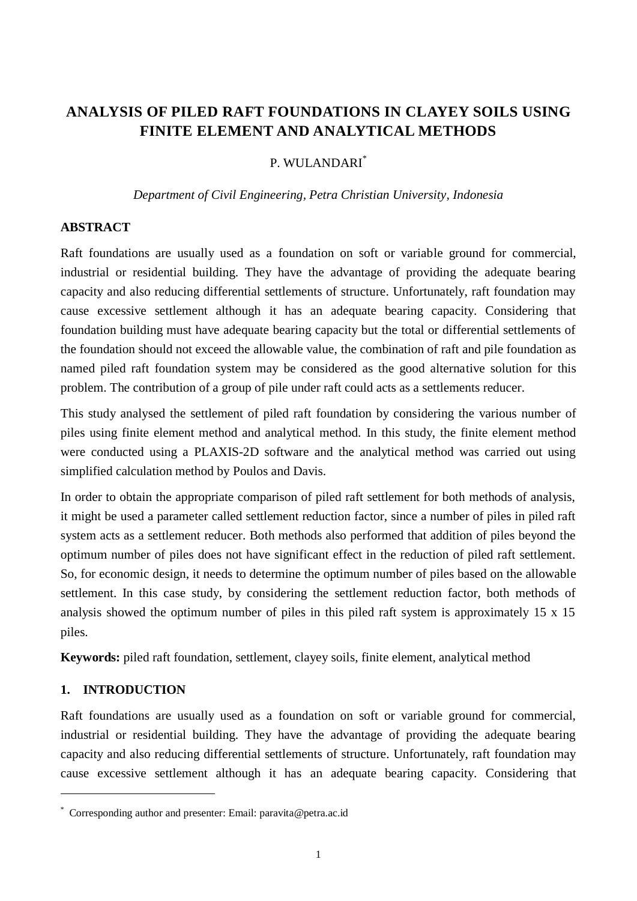# ANALYSIS OF PILED RAFT FOUNDATIONS IN CLAYEY SOILS USING FINITE ELEMENT AND ANALYTICAL METHODS

P. WULANDARI*

*Department of Civil Engineering, Petra Christian University, Indonesia*

## ABSTRACT

Raft foundations are usually used as a foundation on soft or variable ground for commercial, industrial or residential building. They have the advantage of providing the adequate bearing capacity and also reducing differential settlements of structure. Unfortunately, raft foundation may cause excessive settlement although it has an adequate bearing capacity. Considering that foundation building must have adequate bearing capacity but the total or differential settlements of the foundation should not exceed the allowable value, the combination of raft and pile foundation as named piled raft foundation system may be considered as the good alternative solution for this problem. The contribution of a group of pile under raft could acts as a settlements reducer.

This study analysed the settlement of piled raft foundation by considering the various number of piles using finite element method and analytical method. In this study, the finite element method were conducted using a PLAXIS-2D software and the analytical method was carried out using simplified calculation method by Poulos and Davis.

In order to obtain the appropriate comparison of piled raft settlement for both methods of analysis, it might be used a parameter called settlement reduction factor, since a number of piles in piled raft system acts as a settlement reducer. Both methods also performed that addition of piles beyond the optimum number of piles does not have significant effect in the reduction of piled raft settlement. So, for economic design, it needs to determine the optimum number of piles based on the allowable settlement. In this case study, by considering the settlement reduction factor, both methods of analysis showed the optimum number of piles in this piled raft system is approximately 15 x 15 piles.

**Keywords:** piled raft foundation, settlement, clayey soils, finite element, analytical method

## 1. INTRODUCTION

Raft foundations are usually used as a foundation on soft or variable ground for commercial, industrial or residential building. They have the advantage of providing the adequate bearing capacity and also reducing differential settlements of structure. Unfortunately, raft foundation may cause excessive settlement although it has an adequate bearing capacity. Considering that

* Corresponding author and presenter: Email: paravita@petra.ac.id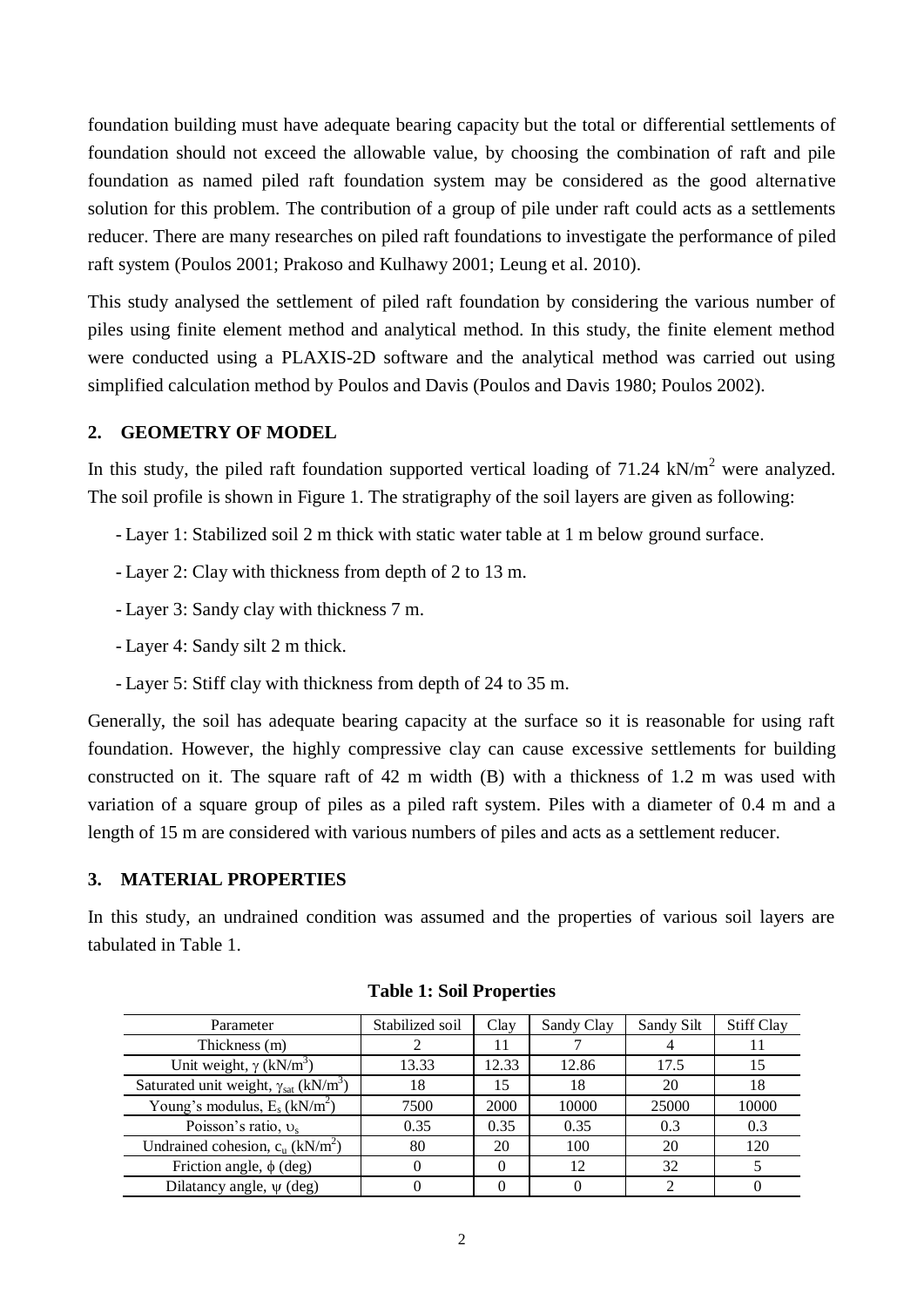foundation building must have adequate bearing capacity but the total or differential settlements of foundation should not exceed the allowable value, by choosing the combination of raft and pile foundation as named piled raft foundation system may be considered as the good alternative solution for this problem. The contribution of a group of pile under raft could acts as a settlements reducer. There are many researches on piled raft foundations to investigate the performance of piled raft system (Poulos 2001; Prakoso and Kulhawy 2001; Leung et al. 2010).

This study analysed the settlement of piled raft foundation by considering the various number of piles using finite element method and analytical method. In this study, the finite element method were conducted using a PLAXIS-2D software and the analytical method was carried out using simplified calculation method by Poulos and Davis (Poulos and Davis 1980; Poulos 2002).

## 2. GEOMETRY OF MODEL

In this study, the piled raft foundation supported vertical loading of 71.24 kN/m$^2$ were analyzed. The soil profile is shown in Figure 1. The stratigraphy of the soil layers are given as following:

- Layer 1: Stabilized soil 2 m thick with static water table at 1 m below ground surface.
- Layer 2: Clay with thickness from depth of 2 to 13 m.
- Layer 3: Sandy clay with thickness 7 m.
- Layer 4: Sandy silt 2 m thick.
- Layer 5: Stiff clay with thickness from depth of 24 to 35 m.

Generally, the soil has adequate bearing capacity at the surface so it is reasonable for using raft foundation. However, the highly compressive clay can cause excessive settlements for building constructed on it. The square raft of 42 m width (B) with a thickness of 1.2 m was used with variation of a square group of piles as a piled raft system. Piles with a diameter of 0.4 m and a length of 15 m are considered with various numbers of piles and acts as a settlement reducer.

## 3. MATERIAL PROPERTIES

In this study, an undrained condition was assumed and the properties of various soil layers are tabulated in Table 1.

**Table 1: Soil Properties**

| Parameter | Stabilized soil | Clay | Sandy Clay | Sandy Silt | Stiff Clay |
|---|---|---|---|---|---|
| Thickness (m) | 2 | 11 | 7 | 4 | 11 |
| Unit weight, $\gamma$ (kN/m$^3$) | 13.33 | 12.33 | 12.86 | 17.5 | 15 |
| Saturated unit weight, $\gamma_{sat}$ (kN/m$^3$) | 18 | 15 | 18 | 20 | 18 |
| Young's modulus, $E_s$ (kN/m$^2$) | 7500 | 2000 | 10000 | 25000 | 10000 |
| Poisson's ratio, $\upsilon_s$ | 0.35 | 0.35 | 0.35 | 0.3 | 0.3 |
| Undrained cohesion, $c_u$ (kN/m$^2$) | 80 | 20 | 100 | 20 | 120 |
| Friction angle, $\phi$ (deg) | 0 | 0 | 12 | 32 | 5 |
| Dilatancy angle, $\psi$ (deg) | 0 | 0 | 0 | 2 | 0 |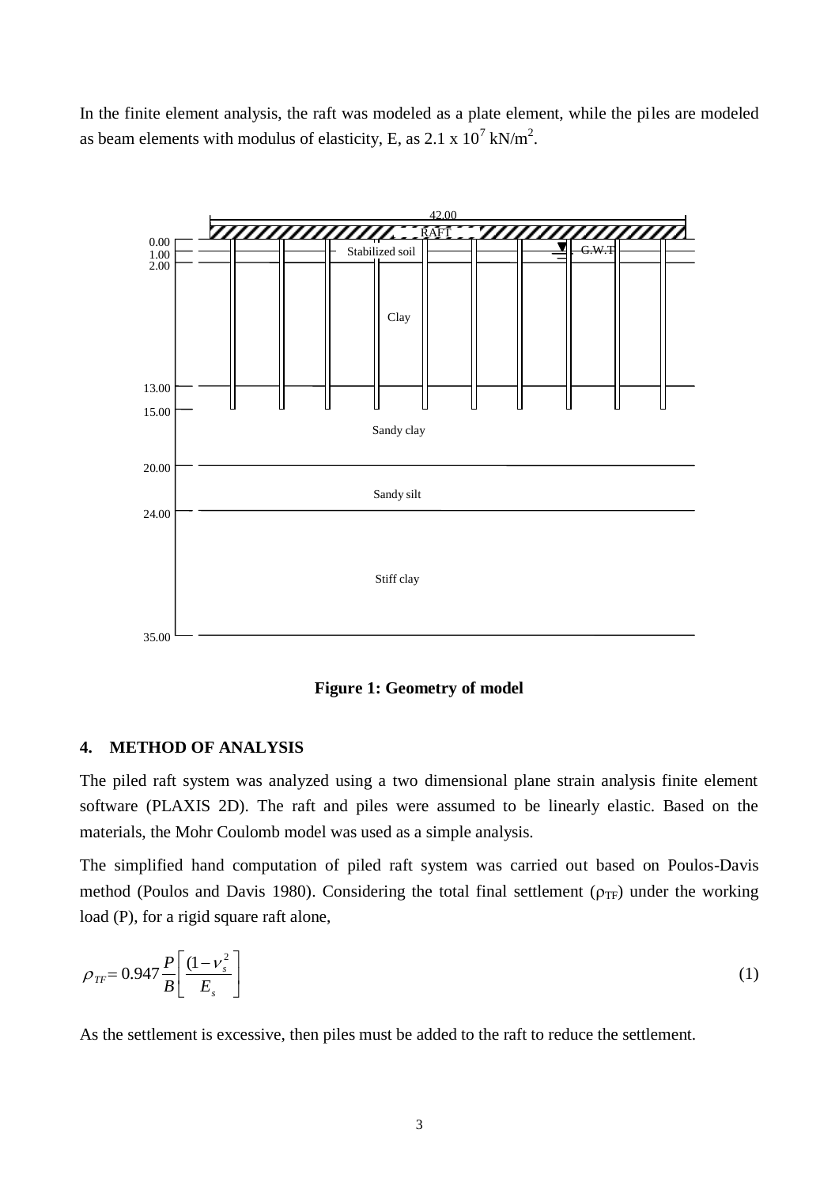In the finite element analysis, the raft was modeled as a plate element, while the piles are modeled as beam elements with modulus of elasticity, E, as 2.1 x $10^7$ kN/m$^2$.

**Figure 1: Geometry of model**

## 4. METHOD OF ANALYSIS

The piled raft system was analyzed using a two dimensional plane strain analysis finite element software (PLAXIS 2D). The raft and piles were assumed to be linearly elastic. Based on the materials, the Mohr Coulomb model was used as a simple analysis.

The simplified hand computation of piled raft system was carried out based on Poulos-Davis method (Poulos and Davis 1980). Considering the total final settlement ($\rho_{TF}$) under the working load (P), for a rigid square raft alone,

$$\rho_{TF} = 0.947 \frac{P}{B} \left[ \frac{(1 - \nu_s^2)}{E_s} \right] \tag{1}$$

As the settlement is excessive, then piles must be added to the raft to reduce the settlement.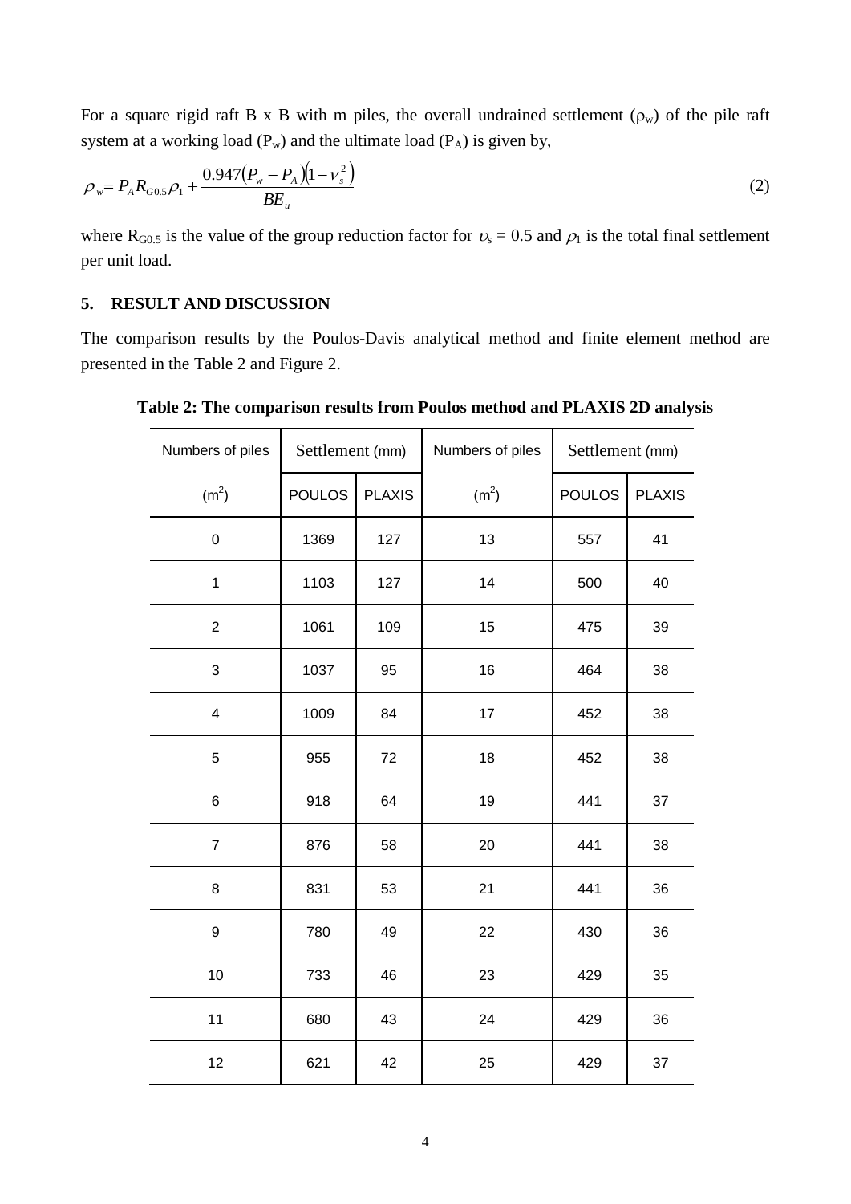For a square rigid raft B x B with m piles, the overall undrained settlement ($\rho_w$) of the pile raft system at a working load ($P_w$) and the ultimate load ($P_A$) is given by,

$$\rho_w = P_A R_{G0.5} \rho_1 + \frac{0.947(P_w - P_A)(1 - \nu_s^2)}{BE_u} \tag{2}$$

where $R_{G0.5}$ is the value of the group reduction factor for $\upsilon_s = 0.5$ and $\rho_1$ is the total final settlement per unit load.

## 5. RESULT AND DISCUSSION

The comparison results by the Poulos-Davis analytical method and finite element method are presented in the Table 2 and Figure 2.

**Table 2: The comparison results from Poulos method and PLAXIS 2D analysis**

| Numbers of piles | Settlement (mm) | | Numbers of piles | Settlement (mm) | |
|---|---|---|---|---|---|
| ($m^2$) | POULOS | PLAXIS | ($m^2$) | POULOS | PLAXIS |
| 0 | 1369 | 127 | 13 | 557 | 41 |
| 1 | 1103 | 127 | 14 | 500 | 40 |
| 2 | 1061 | 109 | 15 | 475 | 39 |
| 3 | 1037 | 95 | 16 | 464 | 38 |
| 4 | 1009 | 84 | 17 | 452 | 38 |
| 5 | 955 | 72 | 18 | 452 | 38 |
| 6 | 918 | 64 | 19 | 441 | 37 |
| 7 | 876 | 58 | 20 | 441 | 38 |
| 8 | 831 | 53 | 21 | 441 | 36 |
| 9 | 780 | 49 | 22 | 430 | 36 |
| 10 | 733 | 46 | 23 | 429 | 35 |
| 11 | 680 | 43 | 24 | 429 | 36 |
| 12 | 621 | 42 | 25 | 429 | 37 |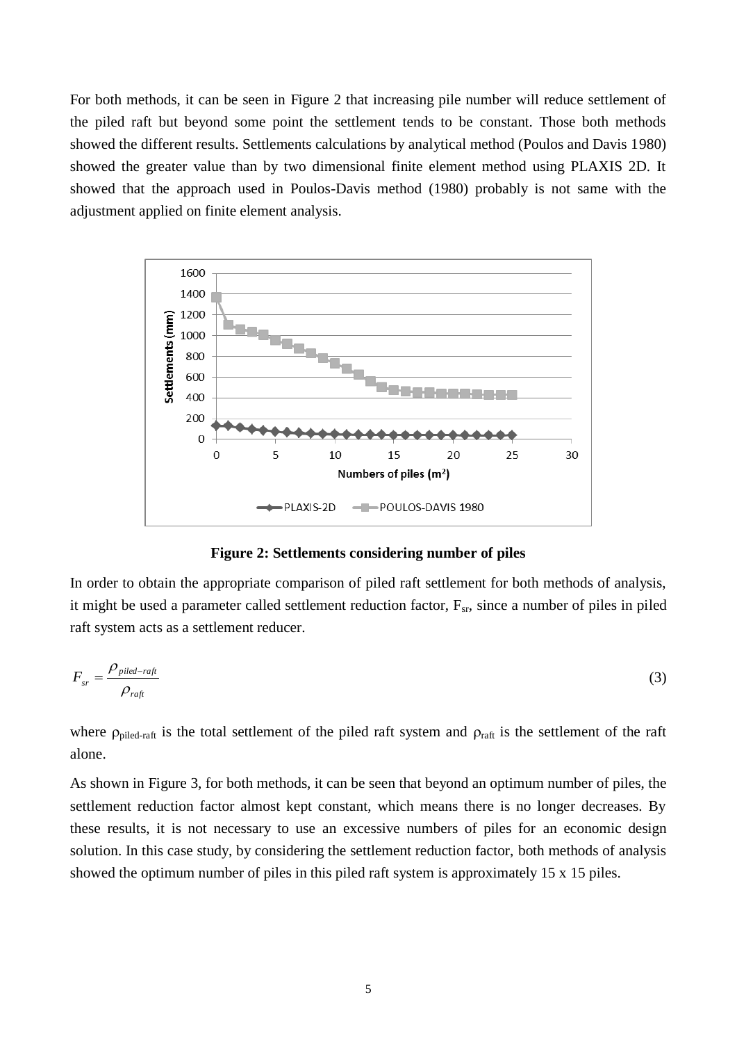For both methods, it can be seen in Figure 2 that increasing pile number will reduce settlement of the piled raft but beyond some point the settlement tends to be constant. Those both methods showed the different results. Settlements calculations by analytical method (Poulos and Davis 1980) showed the greater value than by two dimensional finite element method using PLAXIS 2D. It showed that the approach used in Poulos-Davis method (1980) probably is not same with the adjustment applied on finite element analysis.

**Figure 2: Settlements considering number of piles**

In order to obtain the appropriate comparison of piled raft settlement for both methods of analysis, it might be used a parameter called settlement reduction factor, $F_{sr}$, since a number of piles in piled raft system acts as a settlement reducer.

$$F_{sr} = \frac{\rho_{piled-raft}}{\rho_{raft}} \tag{3}$$

where $\rho_{piled\text{-}raft}$ is the total settlement of the piled raft system and $\rho_{raft}$ is the settlement of the raft alone.

As shown in Figure 3, for both methods, it can be seen that beyond an optimum number of piles, the settlement reduction factor almost kept constant, which means there is no longer decreases. By these results, it is not necessary to use an excessive numbers of piles for an economic design solution. In this case study, by considering the settlement reduction factor, both methods of analysis showed the optimum number of piles in this piled raft system is approximately 15 x 15 piles.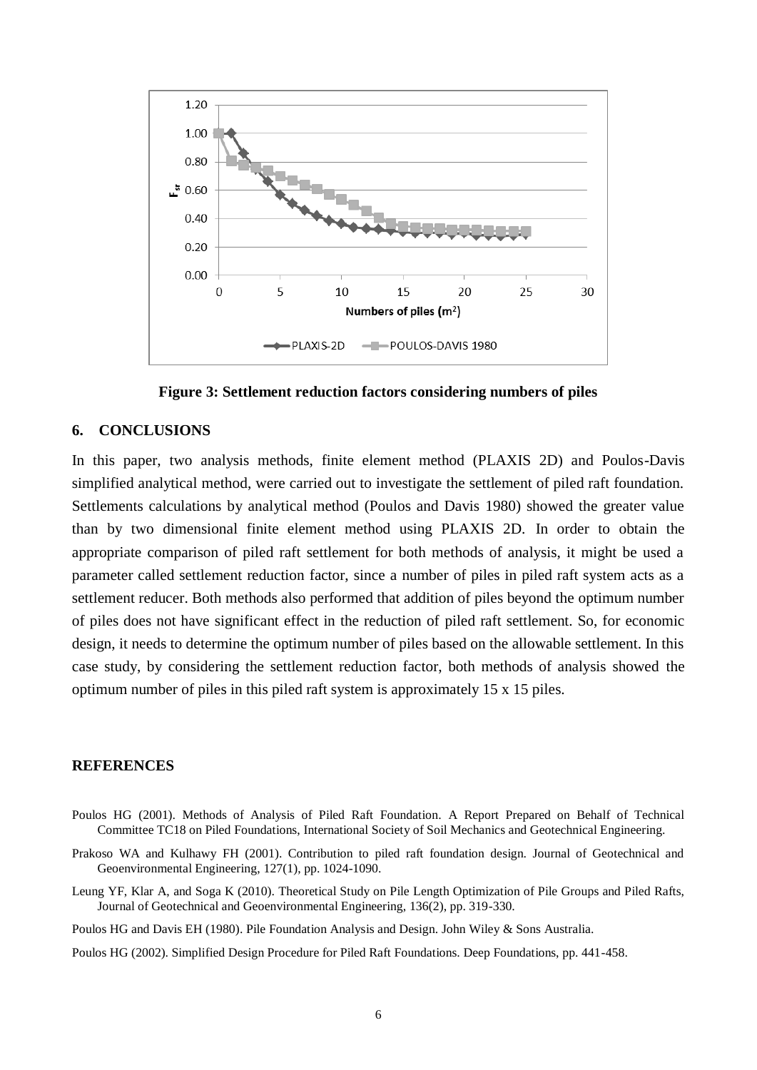1.20
1.00
0.80
0.60
0.40
0.20
0.00

$F_{sr}$

0 5 10 15 20 25 30

Numbers of piles ($m^2$)

PLAXIS-2D POULOS-DAVIS 1980

**Figure 3: Settlement reduction factors considering numbers of piles**

## 6. CONCLUSIONS

In this paper, two analysis methods, finite element method (PLAXIS 2D) and Poulos-Davis simplified analytical method, were carried out to investigate the settlement of piled raft foundation. Settlements calculations by analytical method (Poulos and Davis 1980) showed the greater value than by two dimensional finite element method using PLAXIS 2D. In order to obtain the appropriate comparison of piled raft settlement for both methods of analysis, it might be used a parameter called settlement reduction factor, since a number of piles in piled raft system acts as a settlement reducer. Both methods also performed that addition of piles beyond the optimum number of piles does not have significant effect in the reduction of piled raft settlement. So, for economic design, it needs to determine the optimum number of piles based on the allowable settlement. In this case study, by considering the settlement reduction factor, both methods of analysis showed the optimum number of piles in this piled raft system is approximately 15 x 15 piles.

## REFERENCES

Poulos HG (2001). Methods of Analysis of Piled Raft Foundation. A Report Prepared on Behalf of Technical Committee TC18 on Piled Foundations, International Society of Soil Mechanics and Geotechnical Engineering.

Prakoso WA and Kulhawy FH (2001). Contribution to piled raft foundation design. Journal of Geotechnical and Geoenvironmental Engineering, 127(1), pp. 1024-1090.

Leung YF, Klar A, and Soga K (2010). Theoretical Study on Pile Length Optimization of Pile Groups and Piled Rafts, Journal of Geotechnical and Geoenvironmental Engineering, 136(2), pp. 319-330.

Poulos HG and Davis EH (1980). Pile Foundation Analysis and Design. John Wiley & Sons Australia.

Poulos HG (2002). Simplified Design Procedure for Piled Raft Foundations. Deep Foundations, pp. 441-458.